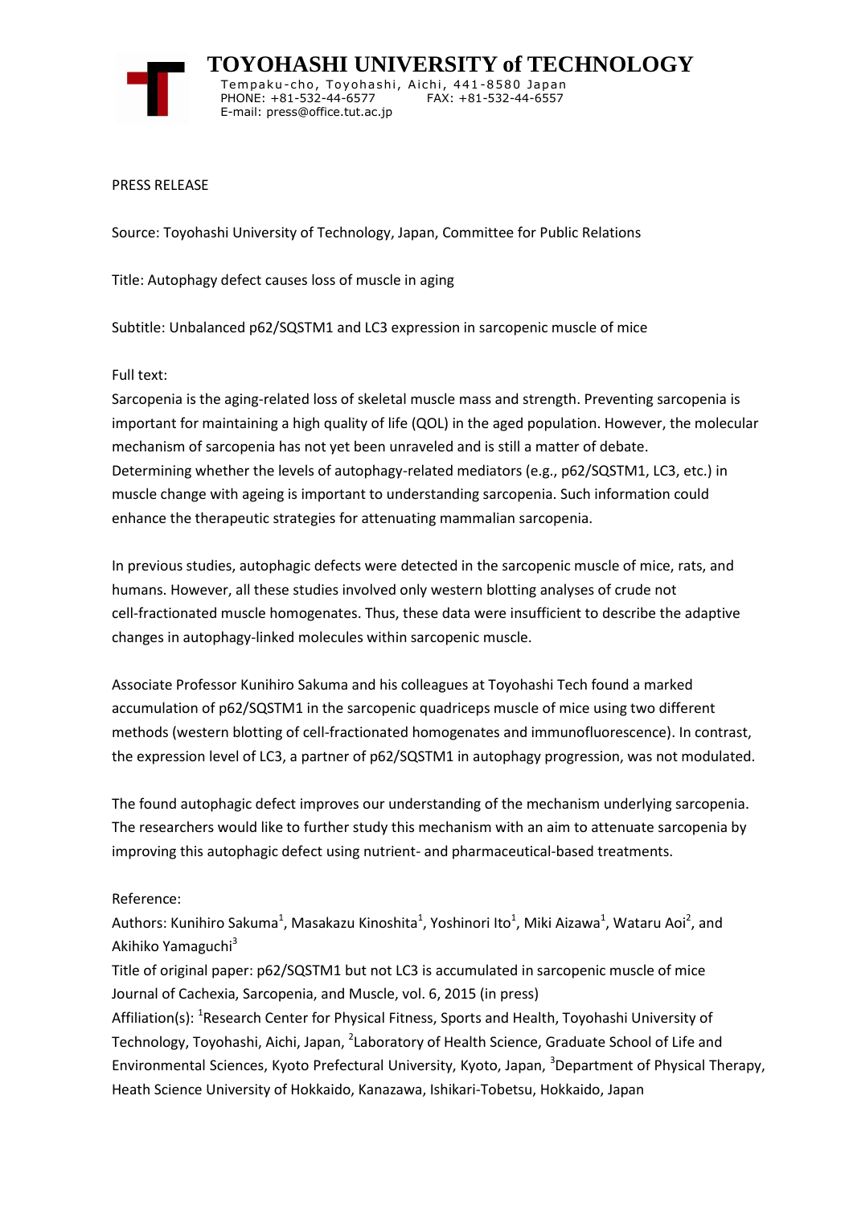# TOYOHASHI UNIVERSITY of TECHNOLOGY

Tempaku-cho, Toyohashi, Aichi, 441-8580 Japan
PHONE: +81-532-44-6577 FAX: +81-532-44-6557
E-mail: press@office.tut.ac.jp

PRESS RELEASE

Source: Toyohashi University of Technology, Japan, Committee for Public Relations

Title: Autophagy defect causes loss of muscle in aging

Subtitle: Unbalanced p62/SQSTM1 and LC3 expression in sarcopenic muscle of mice

Full text:

Sarcopenia is the aging-related loss of skeletal muscle mass and strength. Preventing sarcopenia is important for maintaining a high quality of life (QOL) in the aged population. However, the molecular mechanism of sarcopenia has not yet been unraveled and is still a matter of debate. Determining whether the levels of autophagy-related mediators (e.g., p62/SQSTM1, LC3, etc.) in muscle change with ageing is important to understanding sarcopenia. Such information could enhance the therapeutic strategies for attenuating mammalian sarcopenia.

In previous studies, autophagic defects were detected in the sarcopenic muscle of mice, rats, and humans. However, all these studies involved only western blotting analyses of crude not cell-fractionated muscle homogenates. Thus, these data were insufficient to describe the adaptive changes in autophagy-linked molecules within sarcopenic muscle.

Associate Professor Kunihiro Sakuma and his colleagues at Toyohashi Tech found a marked accumulation of p62/SQSTM1 in the sarcopenic quadriceps muscle of mice using two different methods (western blotting of cell-fractionated homogenates and immunofluorescence). In contrast, the expression level of LC3, a partner of p62/SQSTM1 in autophagy progression, was not modulated.

The found autophagic defect improves our understanding of the mechanism underlying sarcopenia. The researchers would like to further study this mechanism with an aim to attenuate sarcopenia by improving this autophagic defect using nutrient- and pharmaceutical-based treatments.

Reference:

Authors: Kunihiro Sakuma[1], Masakazu Kinoshita[1], Yoshinori Ito[1], Miki Aizawa[1], Wataru Aoi[2], and Akihiko Yamaguchi[3]

Title of original paper: p62/SQSTM1 but not LC3 is accumulated in sarcopenic muscle of mice

Journal of Cachexia, Sarcopenia, and Muscle, vol. 6, 2015 (in press)

Affiliation(s): [1]Research Center for Physical Fitness, Sports and Health, Toyohashi University of Technology, Toyohashi, Aichi, Japan, [2]Laboratory of Health Science, Graduate School of Life and Environmental Sciences, Kyoto Prefectural University, Kyoto, Japan, [3]Department of Physical Therapy, Heath Science University of Hokkaido, Kanazawa, Ishikari-Tobetsu, Hokkaido, Japan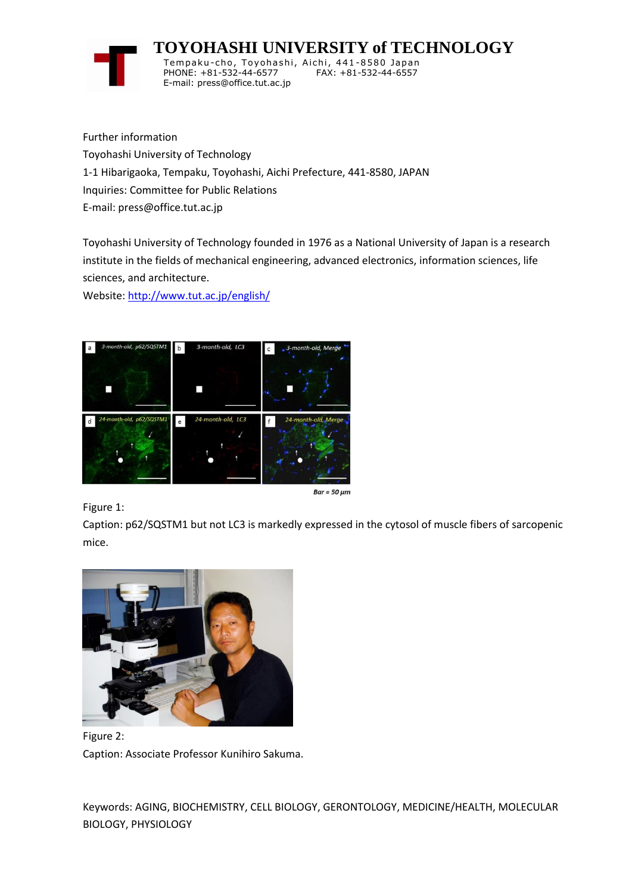# TOYOHASHI UNIVERSITY of TECHNOLOGY

Tempaku-cho, Toyohashi, Aichi, 441-8580 Japan
PHONE: +81-532-44-6577　　FAX: +81-532-44-6557
E-mail: press@office.tut.ac.jp

Further information
Toyohashi University of Technology
1-1 Hibarigaoka, Tempaku, Toyohashi, Aichi Prefecture, 441-8580, JAPAN
Inquiries: Committee for Public Relations
E-mail: press@office.tut.ac.jp

Toyohashi University of Technology founded in 1976 as a National University of Japan is a research institute in the fields of mechanical engineering, advanced electronics, information sciences, life sciences, and architecture.
Website: [http://www.tut.ac.jp/english/](http://www.tut.ac.jp/english/)

Figure 1:
Caption: p62/SQSTM1 but not LC3 is markedly expressed in the cytosol of muscle fibers of sarcopenic mice.

Figure 2:
Caption: Associate Professor Kunihiro Sakuma.

Keywords: AGING, BIOCHEMISTRY, CELL BIOLOGY, GERONTOLOGY, MEDICINE/HEALTH, MOLECULAR BIOLOGY, PHYSIOLOGY